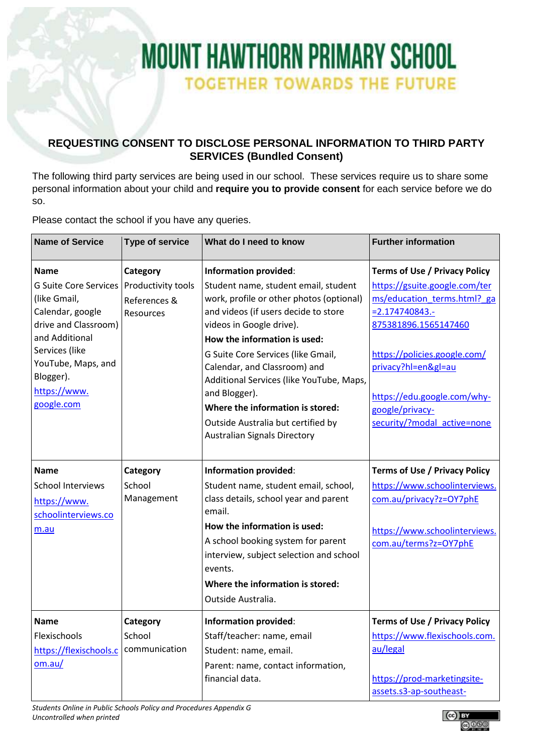# MOUNT HAWTHORN PRIMARY SCHOOL

TOGETHER TOWARDS THE FUTURE

## REQUESTING CONSENT TO DISCLOSE PERSONAL INFORMATION TO THIRD PARTY SERVICES (Bundled Consent)

The following third party services are being used in our school. These services require us to share some personal information about your child and **require you to provide consent** for each service before we do so.

Please contact the school if you have any queries.

| Name of Service | Type of service | What do I need to know | Further information |
|---|---|---|---|
| **Name**<br>G Suite Core Services (like Gmail, Calendar, google drive and Classroom) and Additional Services (like YouTube, Maps, and Blogger).<br>https://www.google.com | **Category**<br>Productivity tools<br>References & Resources | **Information provided**:<br>Student name, student email, student work, profile or other photos (optional) and videos (if users decide to store videos in Google drive).<br>**How the information is used:**<br>G Suite Core Services (like Gmail, Calendar, and Classroom) and Additional Services (like YouTube, Maps, and Blogger).<br>**Where the information is stored:**<br>Outside Australia but certified by Australian Signals Directory | **Terms of Use / Privacy Policy**<br>https://gsuite.google.com/terms/education_terms.html?_ga=2.174740843.-875381896.1565147460<br><br>https://policies.google.com/privacy?hl=en&gl=au<br><br>https://edu.google.com/why-google/privacy-security/?modal_active=none |
| **Name**<br>School Interviews<br>https://www.schoolinterviews.com.au | **Category**<br>School Management | **Information provided**:<br>Student name, student email, school, class details, school year and parent email.<br>**How the information is used:**<br>A school booking system for parent interview, subject selection and school events.<br>**Where the information is stored:**<br>Outside Australia. | **Terms of Use / Privacy Policy**<br>https://www.schoolinterviews.com.au/privacy?z=OY7phE<br><br>https://www.schoolinterviews.com.au/terms?z=OY7phE |
| **Name**<br>Flexischools<br>https://flexischools.com.au/ | **Category**<br>School communication | **Information provided**:<br>Staff/teacher: name, email<br>Student: name, email.<br>Parent: name, contact information, financial data. | **Terms of Use / Privacy Policy**<br>https://www.flexischools.com.au/legal<br><br>https://prod-marketingsite-assets.s3-ap-southeast- |

*Students Online in Public Schools Policy and Procedures Appendix G*
*Uncontrolled when printed*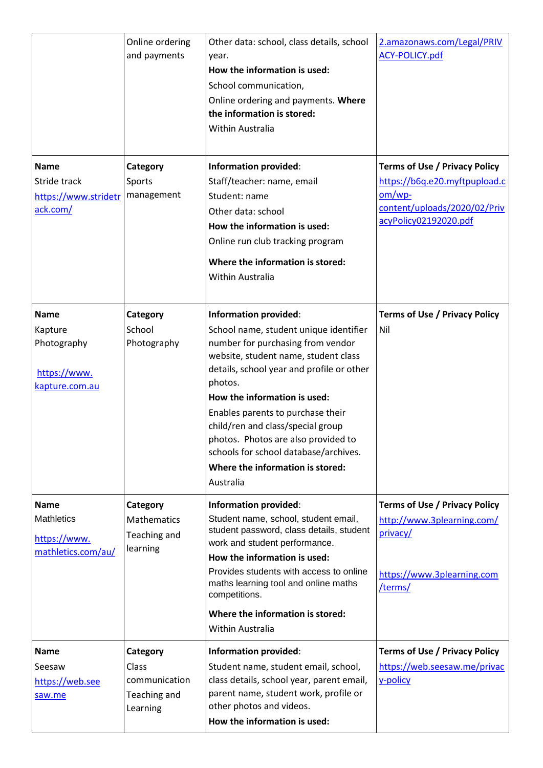| | | | |
|---|---|---|---|
| | Online ordering and payments | Other data: school, class details, school year.<br>**How the information is used:**<br>School communication,<br>Online ordering and payments. **Where the information is stored:**<br>Within Australia | 2.amazonaws.com/Legal/PRIVACY-POLICY.pdf |
| **Name**<br>Stride track<br>https://www.stridetrack.com/ | **Category**<br>Sports management | **Information provided**:<br>Staff/teacher: name, email<br>Student: name<br>Other data: school<br>**How the information is used:**<br>Online run club tracking program<br>**Where the information is stored:**<br>Within Australia | **Terms of Use / Privacy Policy**<br>https://b6q.e20.myftpupload.com/wp-content/uploads/2020/02/PrivacyPolicy02192020.pdf |
| **Name**<br>Kapture Photography<br>https://www.kapture.com.au | **Category**<br>School Photography | **Information provided**:<br>School name, student unique identifier number for purchasing from vendor website, student name, student class details, school year and profile or other photos.<br>**How the information is used:**<br>Enables parents to purchase their child/ren and class/special group photos. Photos are also provided to schools for school database/archives.<br>**Where the information is stored:**<br>Australia | **Terms of Use / Privacy Policy**<br>Nil |
| **Name**<br>Mathletics<br>https://www.mathletics.com/au/ | **Category**<br>Mathematics<br>Teaching and learning | **Information provided**:<br>Student name, school, student email, student password, class details, student work and student performance.<br>**How the information is used:**<br>Provides students with access to online maths learning tool and online maths competitions.<br>**Where the information is stored:**<br>Within Australia | **Terms of Use / Privacy Policy**<br>http://www.3plearning.com/privacy/<br><br>https://www.3plearning.com/terms/ |
| **Name**<br>Seesaw<br>https://web.seesaw.me | **Category**<br>Class communication<br>Teaching and Learning | **Information provided**:<br>Student name, student email, school, class details, school year, parent email, parent name, student work, profile or other photos and videos.<br>**How the information is used:** | **Terms of Use / Privacy Policy**<br>https://web.seesaw.me/privacy-policy |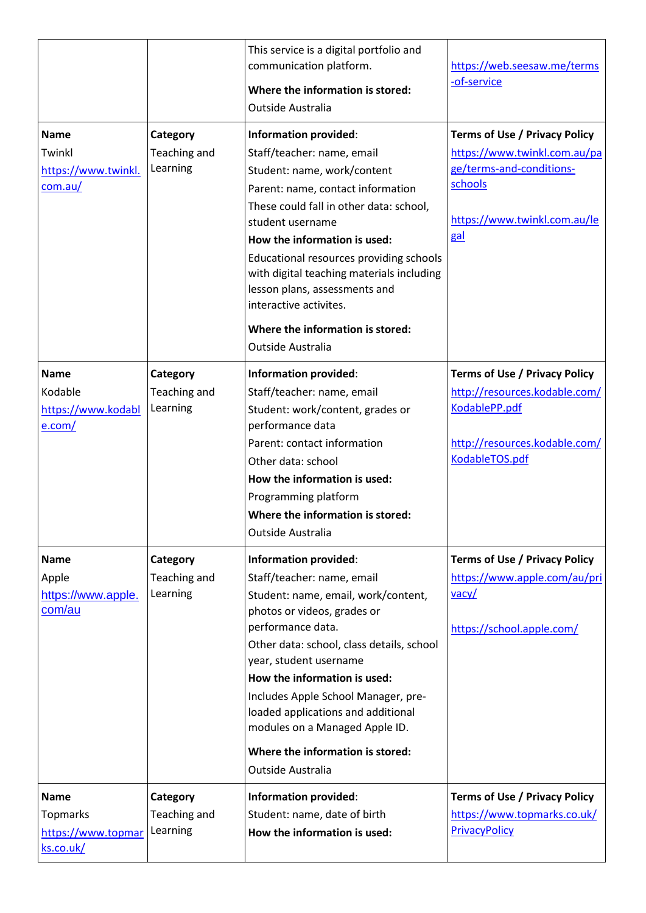| | | | |
|---|---|---|---|
| | | This service is a digital portfolio and communication platform.<br>**Where the information is stored:**<br>Outside Australia | https://web.seesaw.me/terms-of-service |
| **Name**<br>Twinkl<br>https://www.twinkl.com.au/ | **Category**<br>Teaching and Learning | **Information provided**:<br>Staff/teacher: name, email<br>Student: name, work/content<br>Parent: name, contact information<br>These could fall in other data: school, student username<br>**How the information is used:**<br>Educational resources providing schools with digital teaching materials including lesson plans, assessments and interactive activites.<br>**Where the information is stored:**<br>Outside Australia | **Terms of Use / Privacy Policy**<br>https://www.twinkl.com.au/page/terms-and-conditions-schools<br><br>https://www.twinkl.com.au/legal |
| **Name**<br>Kodable<br>https://www.kodable.com/ | **Category**<br>Teaching and Learning | **Information provided**:<br>Staff/teacher: name, email<br>Student: work/content, grades or performance data<br>Parent: contact information<br>Other data: school<br>**How the information is used:**<br>Programming platform<br>**Where the information is stored:**<br>Outside Australia | **Terms of Use / Privacy Policy**<br>http://resources.kodable.com/KodablePP.pdf<br><br>http://resources.kodable.com/KodableTOS.pdf |
| **Name**<br>Apple<br>https://www.apple.com/au | **Category**<br>Teaching and Learning | **Information provided**:<br>Staff/teacher: name, email<br>Student: name, email, work/content, photos or videos, grades or performance data.<br>Other data: school, class details, school year, student username<br>**How the information is used:**<br>Includes Apple School Manager, pre-loaded applications and additional modules on a Managed Apple ID.<br>**Where the information is stored:**<br>Outside Australia | **Terms of Use / Privacy Policy**<br>https://www.apple.com/au/privacy/<br><br>https://school.apple.com/ |
| **Name**<br>Topmarks<br>https://www.topmarks.co.uk/ | **Category**<br>Teaching and Learning | **Information provided**:<br>Student: name, date of birth<br>**How the information is used:** | **Terms of Use / Privacy Policy**<br>https://www.topmarks.co.uk/PrivacyPolicy |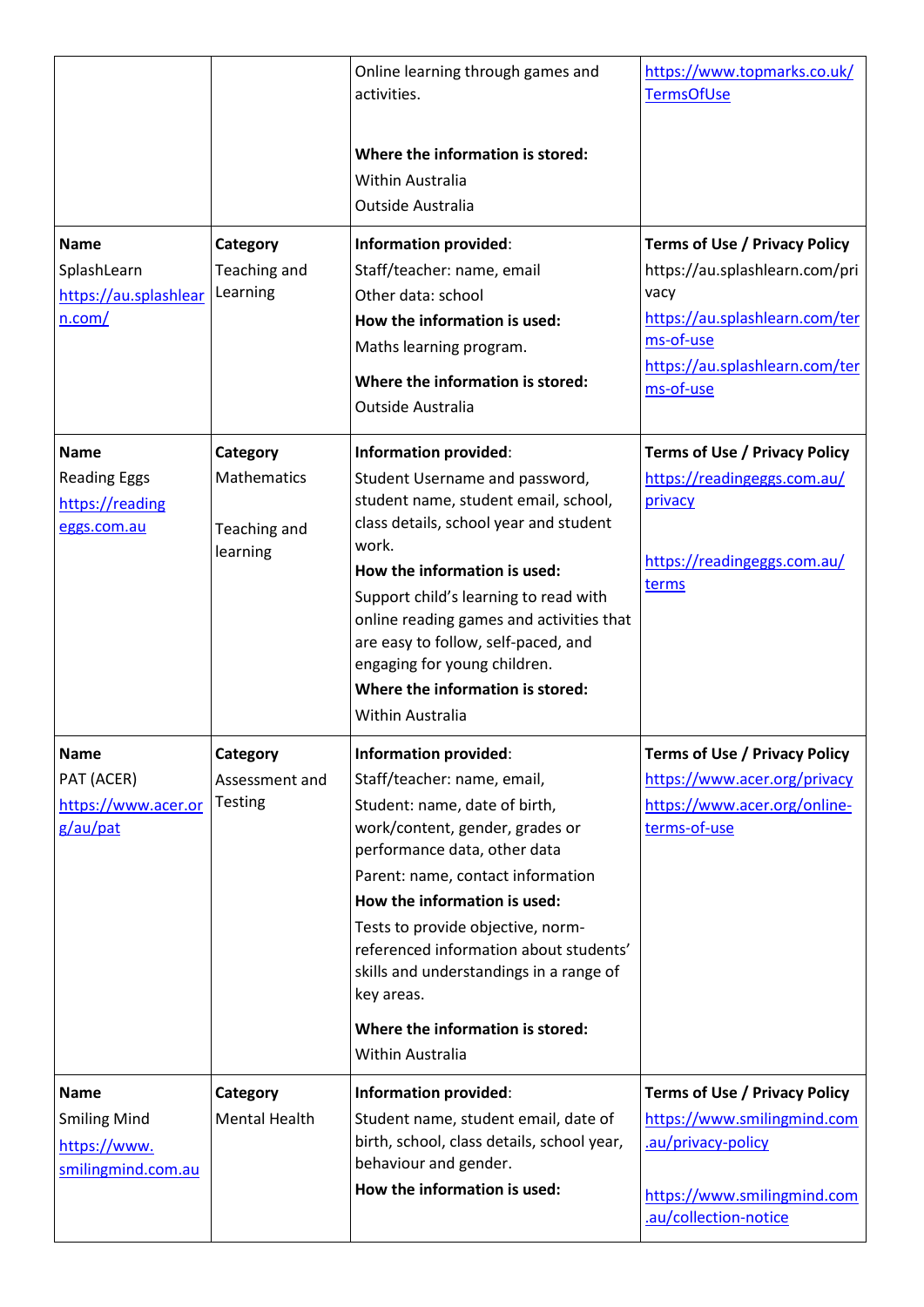| | | Online learning through games and activities.<br><br>**Where the information is stored:**<br>Within Australia<br>Outside Australia | https://www.topmarks.co.uk/TermsOfUse |
|---|---|---|---|
| **Name**<br>SplashLearn<br>https://au.splashlearn.com/ | **Category**<br>Teaching and Learning | **Information provided**:<br>Staff/teacher: name, email<br>Other data: school<br>**How the information is used:**<br>Maths learning program.<br>**Where the information is stored:**<br>Outside Australia | **Terms of Use / Privacy Policy**<br>https://au.splashlearn.com/privacy<br>https://au.splashlearn.com/terms-of-use<br>https://au.splashlearn.com/terms-of-use |
| **Name**<br>Reading Eggs<br>https://readingeggs.com.au | **Category**<br>Mathematics<br><br>Teaching and learning | **Information provided**:<br>Student Username and password, student name, student email, school, class details, school year and student work.<br>**How the information is used:**<br>Support child's learning to read with online reading games and activities that are easy to follow, self-paced, and engaging for young children.<br>**Where the information is stored:**<br>Within Australia | **Terms of Use / Privacy Policy**<br>https://readingeggs.com.au/privacy<br><br>https://readingeggs.com.au/terms |
| **Name**<br>PAT (ACER)<br>https://www.acer.org/au/pat | **Category**<br>Assessment and Testing | **Information provided**:<br>Staff/teacher: name, email,<br>Student: name, date of birth, work/content, gender, grades or performance data, other data<br>Parent: name, contact information<br>**How the information is used:**<br>Tests to provide objective, norm-referenced information about students' skills and understandings in a range of key areas.<br>**Where the information is stored:**<br>Within Australia | **Terms of Use / Privacy Policy**<br>https://www.acer.org/privacy<br>https://www.acer.org/online-terms-of-use |
| **Name**<br>Smiling Mind<br>https://www.smilingmind.com.au | **Category**<br>Mental Health | **Information provided**:<br>Student name, student email, date of birth, school, class details, school year, behaviour and gender.<br>**How the information is used:** | **Terms of Use / Privacy Policy**<br>https://www.smilingmind.com.au/privacy-policy<br><br>https://www.smilingmind.com.au/collection-notice |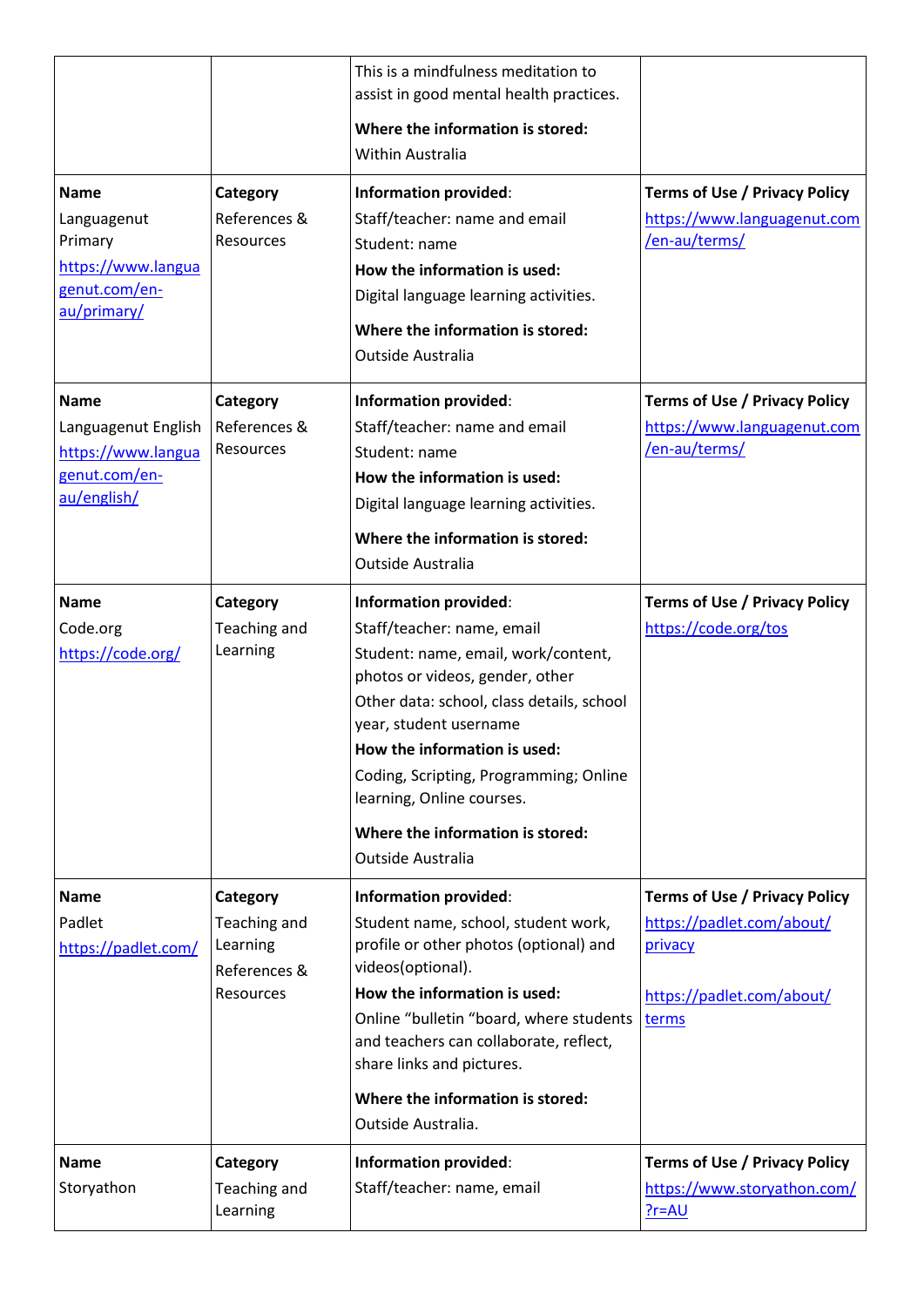| | | | |
|---|---|---|---|
| | | This is a mindfulness meditation to assist in good mental health practices.<br><br>**Where the information is stored:**<br>Within Australia | |
| **Name**<br>Languagenut Primary<br>https://www.languagenut.com/en-au/primary/ | **Category**<br>References & Resources | **Information provided**:<br>Staff/teacher: name and email<br>Student: name<br>**How the information is used:**<br>Digital language learning activities.<br><br>**Where the information is stored:**<br>Outside Australia | **Terms of Use / Privacy Policy**<br>https://www.languagenut.com/en-au/terms/ |
| **Name**<br>Languagenut English<br>https://www.languagenut.com/en-au/english/ | **Category**<br>References & Resources | **Information provided**:<br>Staff/teacher: name and email<br>Student: name<br>**How the information is used:**<br>Digital language learning activities.<br><br>**Where the information is stored:**<br>Outside Australia | **Terms of Use / Privacy Policy**<br>https://www.languagenut.com/en-au/terms/ |
| **Name**<br>Code.org<br>https://code.org/ | **Category**<br>Teaching and Learning | **Information provided**:<br>Staff/teacher: name, email<br>Student: name, email, work/content, photos or videos, gender, other<br>Other data: school, class details, school year, student username<br>**How the information is used:**<br>Coding, Scripting, Programming; Online learning, Online courses.<br><br>**Where the information is stored:**<br>Outside Australia | **Terms of Use / Privacy Policy**<br>https://code.org/tos |
| **Name**<br>Padlet<br>https://padlet.com/ | **Category**<br>Teaching and Learning<br>References & Resources | **Information provided**:<br>Student name, school, student work, profile or other photos (optional) and videos(optional).<br>**How the information is used:**<br>Online "bulletin "board, where students and teachers can collaborate, reflect, share links and pictures.<br><br>**Where the information is stored:**<br>Outside Australia. | **Terms of Use / Privacy Policy**<br>https://padlet.com/about/privacy<br><br>https://padlet.com/about/terms |
| **Name**<br>Storyathon | **Category**<br>Teaching and Learning | **Information provided**:<br>Staff/teacher: name, email | **Terms of Use / Privacy Policy**<br>https://www.storyathon.com/?r=AU |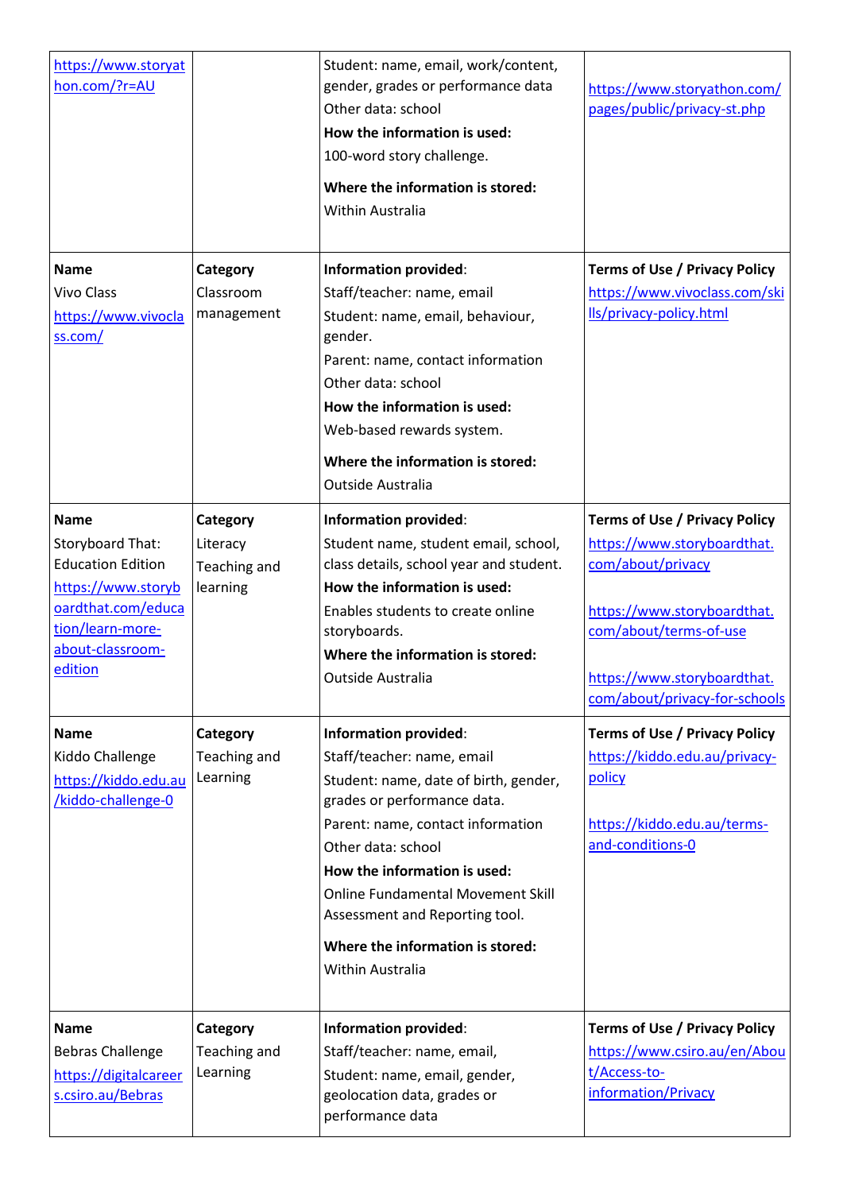| | | | |
|---|---|---|---|
| https://www.storyathon.com/?r=AU | | Student: name, email, work/content, gender, grades or performance data<br>Other data: school<br>**How the information is used:**<br>100-word story challenge.<br>**Where the information is stored:**<br>Within Australia | https://www.storyathon.com/pages/public/privacy-st.php |
| **Name**<br>Vivo Class<br>https://www.vivoclass.com/ | **Category**<br>Classroom management | **Information provided**:<br>Staff/teacher: name, email<br>Student: name, email, behaviour, gender.<br>Parent: name, contact information<br>Other data: school<br>**How the information is used:**<br>Web-based rewards system.<br>**Where the information is stored:**<br>Outside Australia | **Terms of Use / Privacy Policy**<br>https://www.vivoclass.com/skills/privacy-policy.html |
| **Name**<br>Storyboard That: Education Edition<br>https://www.storyboardthat.com/education/learn-more-about-classroom-edition | **Category**<br>Literacy<br>Teaching and learning | **Information provided**:<br>Student name, student email, school, class details, school year and student.<br>**How the information is used:**<br>Enables students to create online storyboards.<br>**Where the information is stored:**<br>Outside Australia | **Terms of Use / Privacy Policy**<br>https://www.storyboardthat.com/about/privacy<br><br>https://www.storyboardthat.com/about/terms-of-use<br><br>https://www.storyboardthat.com/about/privacy-for-schools |
| **Name**<br>Kiddo Challenge<br>https://kiddo.edu.au/kiddo-challenge-0 | **Category**<br>Teaching and Learning | **Information provided**:<br>Staff/teacher: name, email<br>Student: name, date of birth, gender, grades or performance data.<br>Parent: name, contact information<br>Other data: school<br>**How the information is used:**<br>Online Fundamental Movement Skill Assessment and Reporting tool.<br>**Where the information is stored:**<br>Within Australia | **Terms of Use / Privacy Policy**<br>https://kiddo.edu.au/privacy-policy<br><br>https://kiddo.edu.au/terms-and-conditions-0 |
| **Name**<br>Bebras Challenge<br>https://digitalcareers.csiro.au/Bebras | **Category**<br>Teaching and Learning | **Information provided**:<br>Staff/teacher: name, email,<br>Student: name, email, gender, geolocation data, grades or performance data | **Terms of Use / Privacy Policy**<br>https://www.csiro.au/en/About/Access-to-information/Privacy |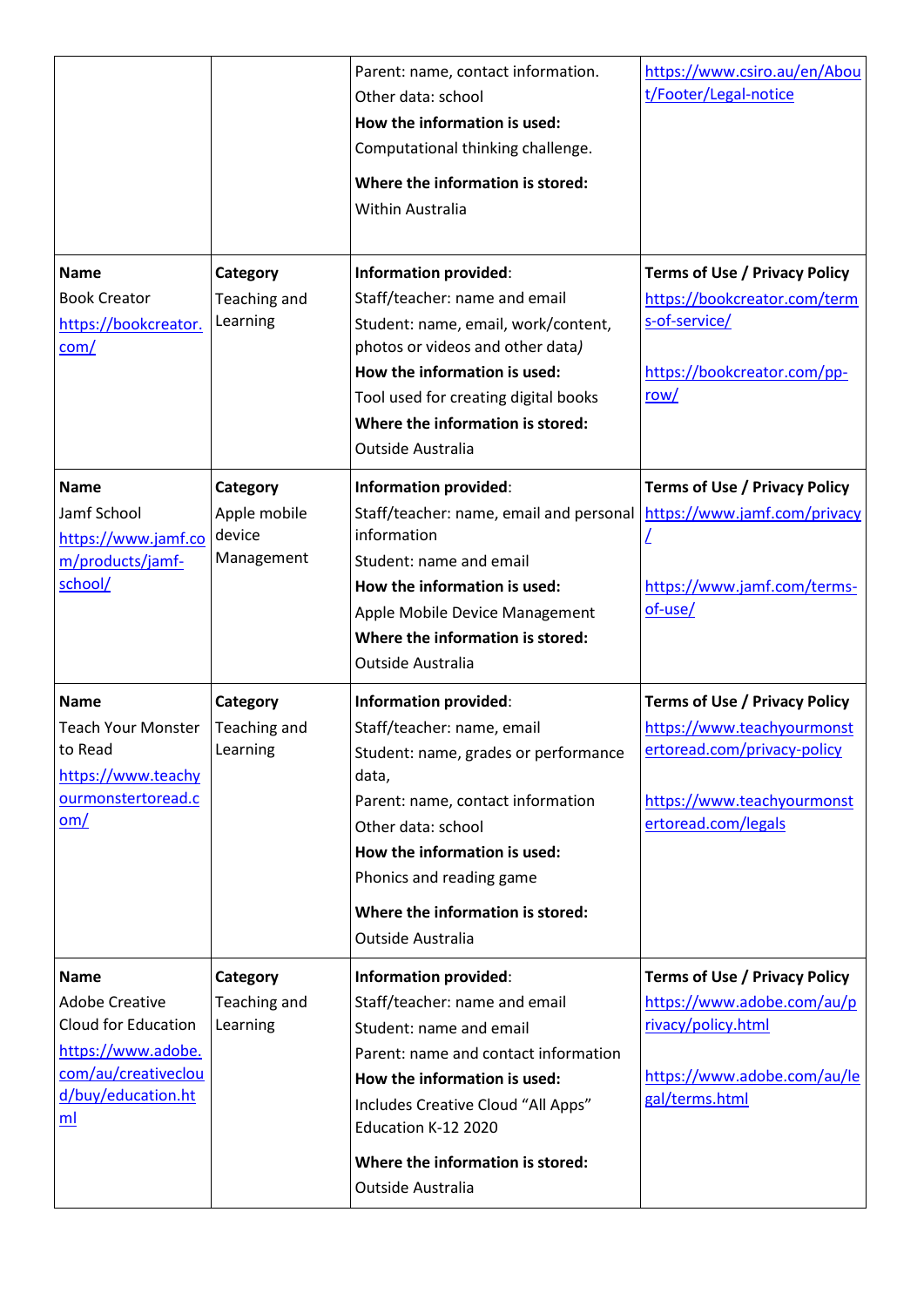| | | | |
|---|---|---|---|
| | | Parent: name, contact information.<br>Other data: school<br>**How the information is used:**<br>Computational thinking challenge.<br>**Where the information is stored:**<br>Within Australia | https://www.csiro.au/en/About/Footer/Legal-notice |
| **Name**<br>Book Creator<br>https://bookcreator.com/ | **Category**<br>Teaching and Learning | **Information provided**:<br>Staff/teacher: name and email<br>Student: name, email, work/content, photos or videos and other data)<br>**How the information is used:**<br>Tool used for creating digital books<br>**Where the information is stored:**<br>Outside Australia | **Terms of Use / Privacy Policy**<br>https://bookcreator.com/terms-of-service/<br><br>https://bookcreator.com/pp-row/ |
| **Name**<br>Jamf School<br>https://www.jamf.com/products/jamf-school/ | **Category**<br>Apple mobile device Management | **Information provided**:<br>Staff/teacher: name, email and personal information<br>Student: name and email<br>**How the information is used:**<br>Apple Mobile Device Management<br>**Where the information is stored:**<br>Outside Australia | **Terms of Use / Privacy Policy**<br>https://www.jamf.com/privacy/<br><br>https://www.jamf.com/terms-of-use/ |
| **Name**<br>Teach Your Monster to Read<br>https://www.teachyourmonstertoread.com/ | **Category**<br>Teaching and Learning | **Information provided**:<br>Staff/teacher: name, email<br>Student: name, grades or performance data,<br>Parent: name, contact information<br>Other data: school<br>**How the information is used:**<br>Phonics and reading game<br>**Where the information is stored:**<br>Outside Australia | **Terms of Use / Privacy Policy**<br>https://www.teachyourmonstertoread.com/privacy-policy<br><br>https://www.teachyourmonstertoread.com/legals |
| **Name**<br>Adobe Creative Cloud for Education<br>https://www.adobe.com/au/creativecloud/buy/education.html | **Category**<br>Teaching and Learning | **Information provided**:<br>Staff/teacher: name and email<br>Student: name and email<br>Parent: name and contact information<br>**How the information is used:**<br>Includes Creative Cloud "All Apps" Education K-12 2020<br>**Where the information is stored:**<br>Outside Australia | **Terms of Use / Privacy Policy**<br>https://www.adobe.com/au/privacy/policy.html<br><br>https://www.adobe.com/au/legal/terms.html |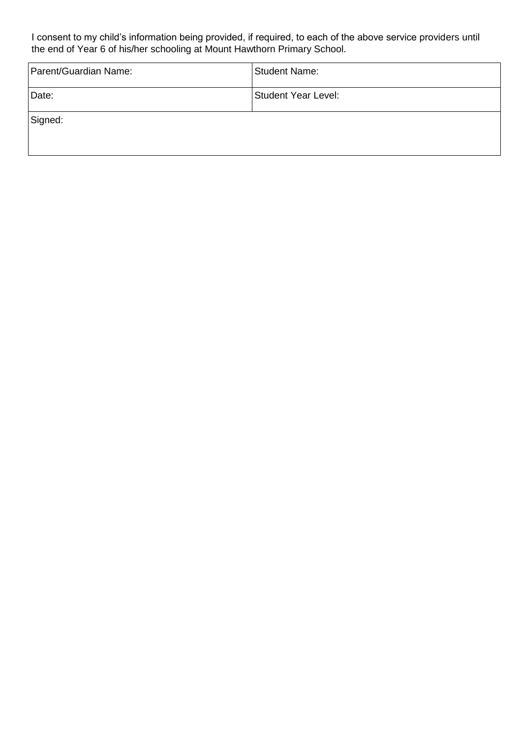I consent to my child's information being provided, if required, to each of the above service providers until the end of Year 6 of his/her schooling at Mount Hawthorn Primary School.

| | |
|---|---|
| Parent/Guardian Name: | Student Name: |
| Date: | Student Year Level: |
| Signed: | |